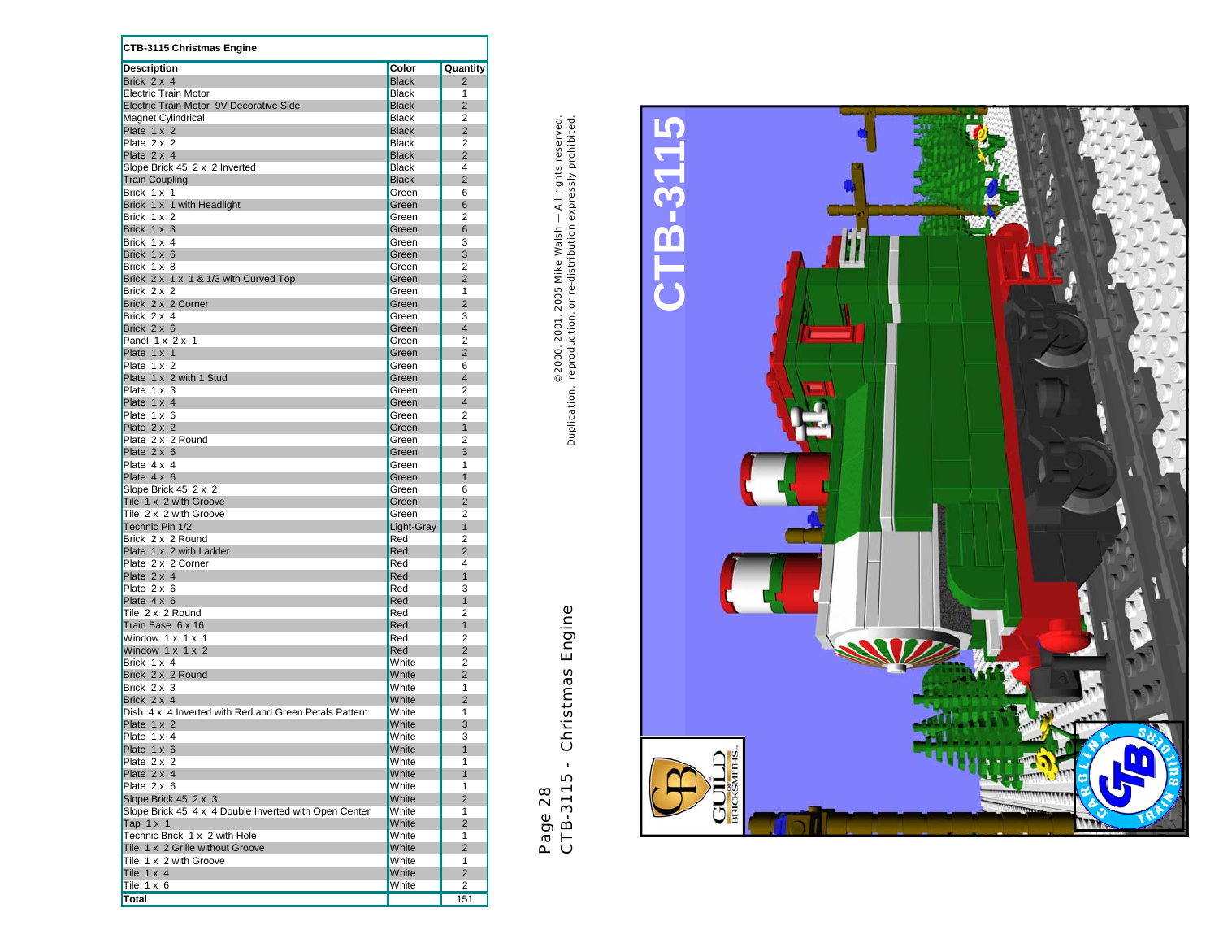# CTB-3115 Christmas Engine

| Description | Color | Quantity |
|---|---|---|
| Brick 2 x 4 | Black | 2 |
| Electric Train Motor | Black | 1 |
| Electric Train Motor 9V Decorative Side | Black | 2 |
| Magnet Cylindrical | Black | 2 |
| Plate 1 x 2 | Black | 2 |
| Plate 2 x 2 | Black | 2 |
| Plate 2 x 4 | Black | 2 |
| Slope Brick 45 2 x 2 Inverted | Black | 4 |
| Train Coupling | Black | 2 |
| Brick 1 x 1 | Green | 6 |
| Brick 1 x 1 with Headlight | Green | 6 |
| Brick 1 x 2 | Green | 2 |
| Brick 1 x 3 | Green | 6 |
| Brick 1 x 4 | Green | 3 |
| Brick 1 x 6 | Green | 3 |
| Brick 1 x 8 | Green | 2 |
| Brick 2 x 1 x 1 & 1/3 with Curved Top | Green | 2 |
| Brick 2 x 2 | Green | 1 |
| Brick 2 x 2 Corner | Green | 2 |
| Brick 2 x 4 | Green | 3 |
| Brick 2 x 6 | Green | 4 |
| Panel 1 x 2 x 1 | Green | 2 |
| Plate 1 x 1 | Green | 2 |
| Plate 1 x 2 | Green | 6 |
| Plate 1 x 2 with 1 Stud | Green | 4 |
| Plate 1 x 3 | Green | 2 |
| Plate 1 x 4 | Green | 4 |
| Plate 1 x 6 | Green | 2 |
| Plate 2 x 2 | Green | 1 |
| Plate 2 x 2 Round | Green | 2 |
| Plate 2 x 6 | Green | 3 |
| Plate 4 x 4 | Green | 1 |
| Plate 4 x 6 | Green | 1 |
| Slope Brick 45 2 x 2 | Green | 6 |
| Tile 1 x 2 with Groove | Green | 2 |
| Tile 2 x 2 with Groove | Green | 2 |
| Technic Pin 1/2 | Light-Gray | 1 |
| Brick 2 x 2 Round | Red | 2 |
| Plate 1 x 2 with Ladder | Red | 2 |
| Plate 2 x 2 Corner | Red | 4 |
| Plate 2 x 4 | Red | 1 |
| Plate 2 x 6 | Red | 3 |
| Plate 4 x 6 | Red | 1 |
| Tile 2 x 2 Round | Red | 2 |
| Train Base 6 x 16 | Red | 1 |
| Window 1 x 1 x 1 | Red | 2 |
| Window 1 x 1 x 2 | Red | 2 |
| Brick 1 x 4 | White | 2 |
| Brick 2 x 2 Round | White | 2 |
| Brick 2 x 3 | White | 1 |
| Brick 2 x 4 | White | 2 |
| Dish 4 x 4 Inverted with Red and Green Petals Pattern | White | 1 |
| Plate 1 x 2 | White | 3 |
| Plate 1 x 4 | White | 3 |
| Plate 1 x 6 | White | 1 |
| Plate 2 x 2 | White | 1 |
| Plate 2 x 4 | White | 1 |
| Plate 2 x 6 | White | 1 |
| Slope Brick 45 2 x 3 | White | 2 |
| Slope Brick 45 4 x 4 Double Inverted with Open Center | White | 1 |
| Tap 1 x 1 | White | 2 |
| Technic Brick 1 x 2 with Hole | White | 1 |
| Tile 1 x 2 Grille without Groove | White | 2 |
| Tile 1 x 2 with Groove | White | 1 |
| Tile 1 x 4 | White | 2 |
| Tile 1 x 6 | White | 2 |
| **Total** | | 151 |

©2000, 2001, 2005 Mike Walsh — All rights reserved.
Duplication, reproduction, or re-distribution expressly prohibited.

CTB-3115 - Christmas Engine

CTB-3115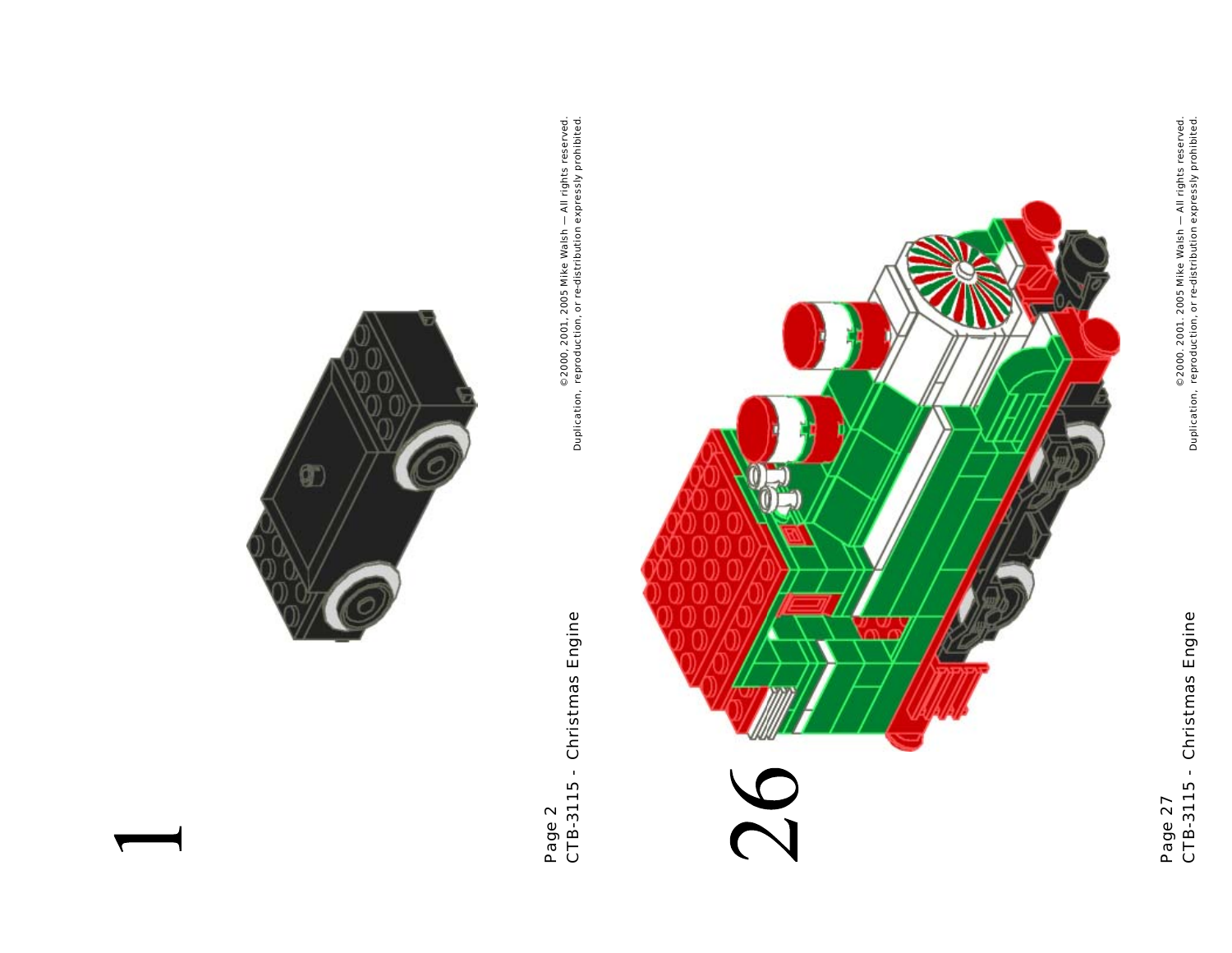1

©2000, 2001, 2005 Mike Walsh — All rights reserved.
Duplication, reproduction, or re-distribution expressly prohibited.

26

©2000, 2001, 2005 Mike Walsh — All rights reserved.
Duplication, reproduction, or re-distribution expressly prohibited.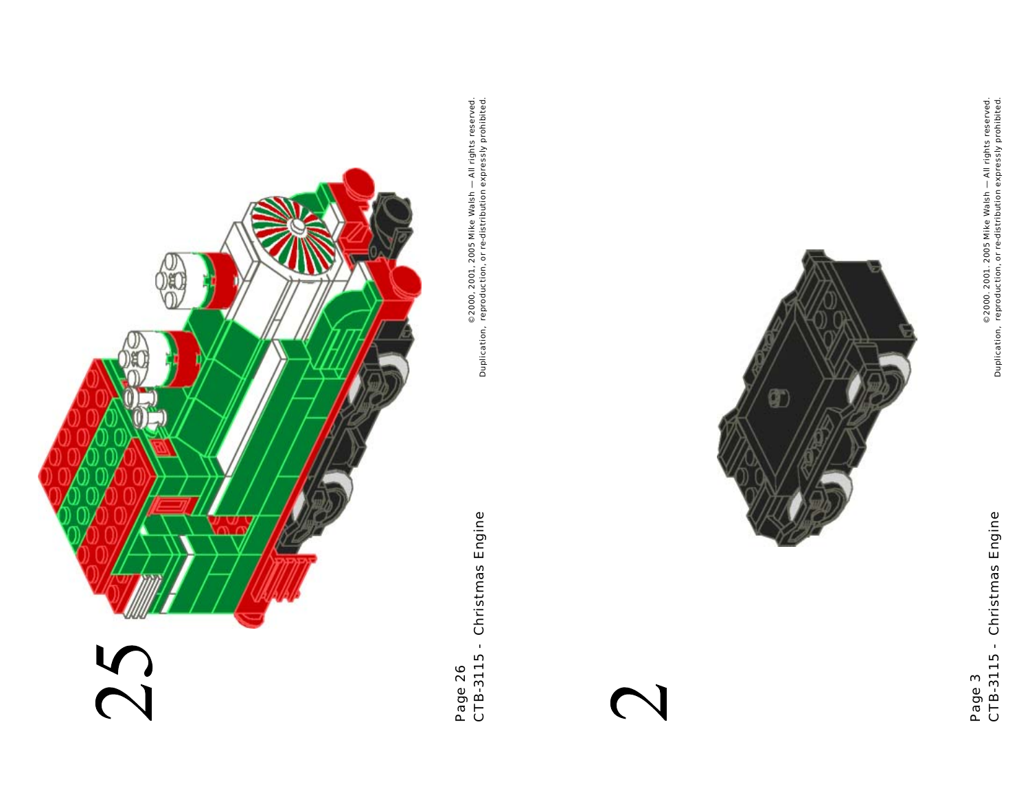25

Page 26
CTB-3115 - Christmas Engine

©2000, 2001, 2005 Mike Walsh — All rights reserved.
Duplication, reproduction, or re-distribution expressly prohibited.

2

Page 3
CTB-3115 - Christmas Engine

©2000, 2001, 2005 Mike Walsh — All rights reserved.
Duplication, reproduction, or re-distribution expressly prohibited.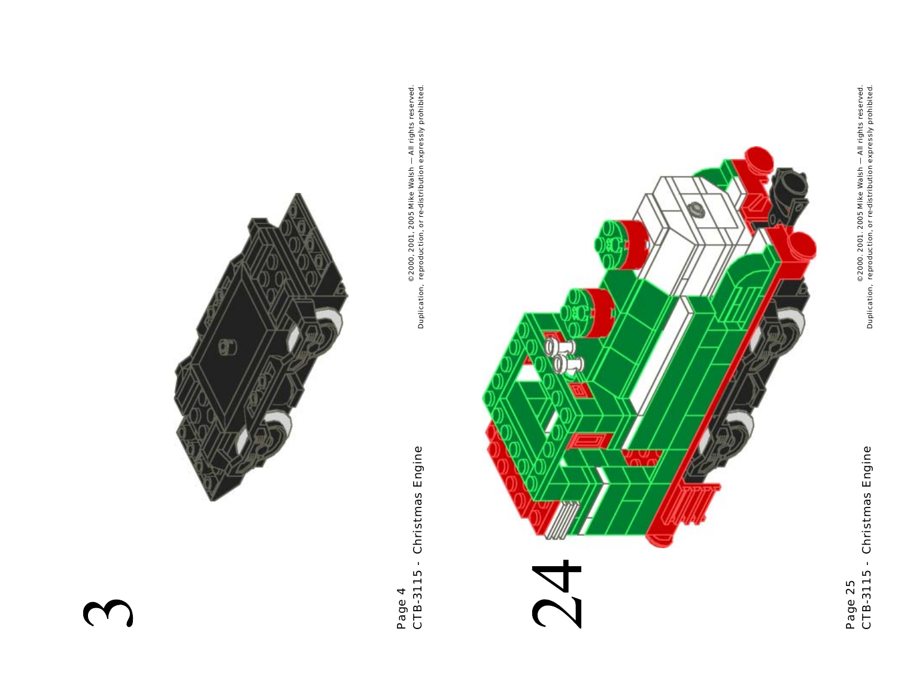3

24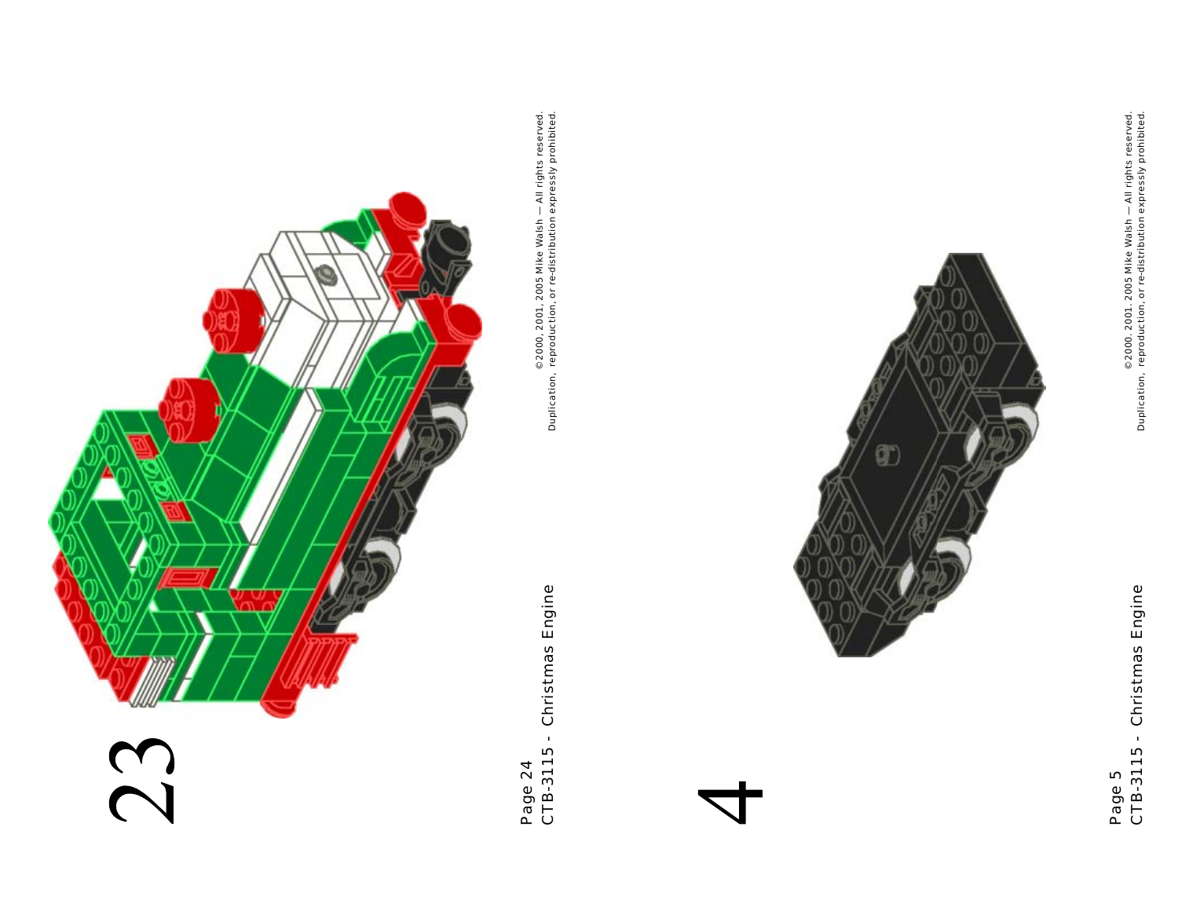23

4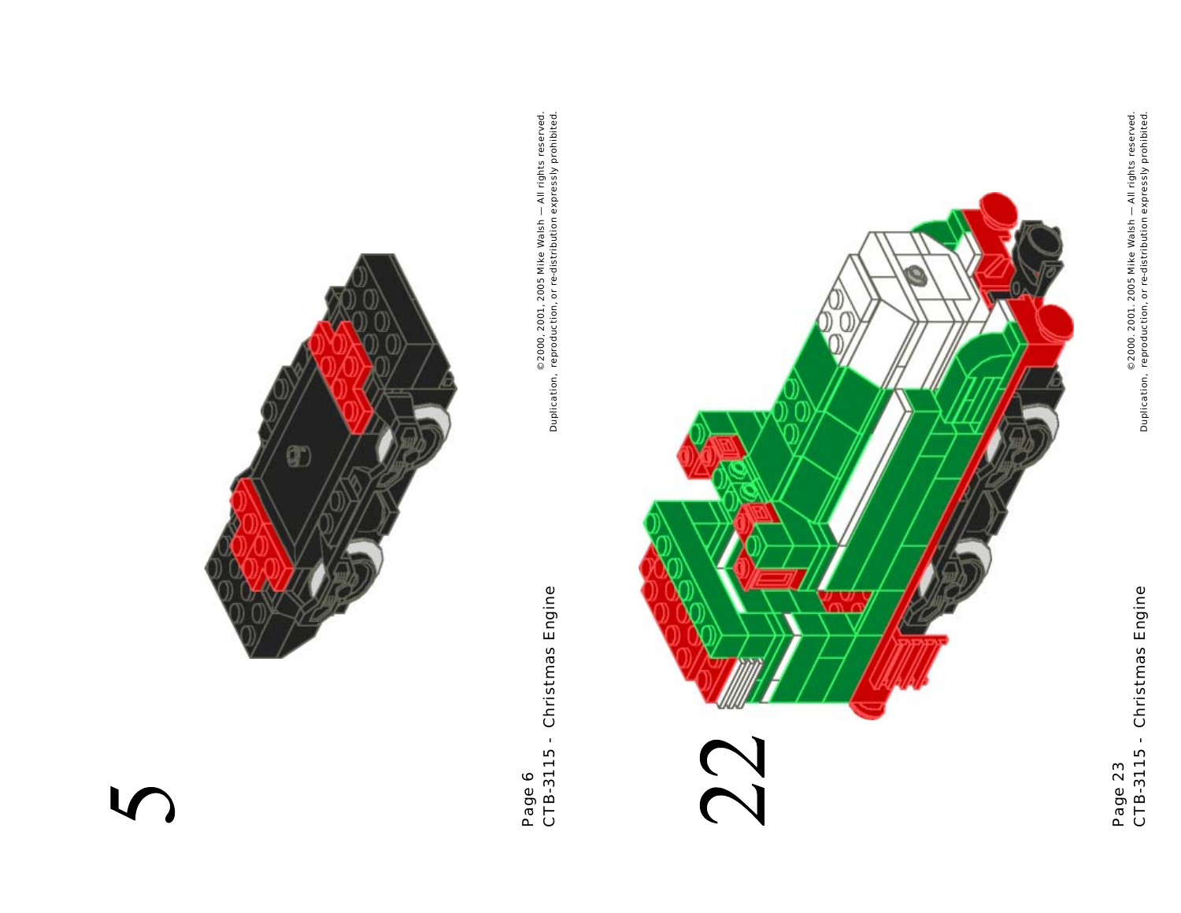5

Page 6
CTB-3115 - Christmas Engine

©2000, 2001, 2005 Mike Walsh — All rights reserved.
Duplication, reproduction, or re-distribution expressly prohibited.

22

Page 23
CTB-3115 - Christmas Engine

©2000, 2001, 2005 Mike Walsh — All rights reserved.
Duplication, reproduction, or re-distribution expressly prohibited.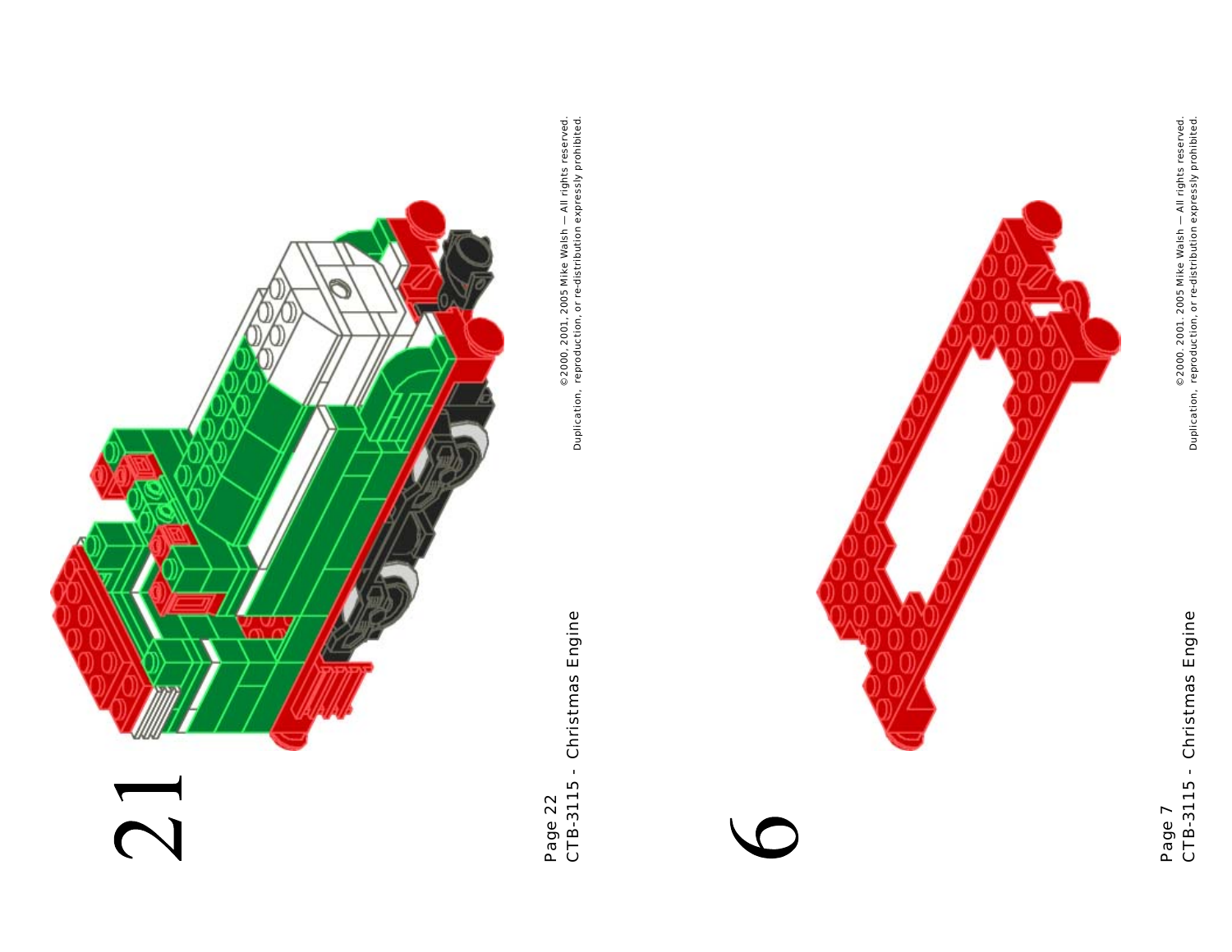21

©2000, 2001, 2005 Mike Walsh — All rights reserved.
Duplication, reproduction, or re-distribution expressly prohibited.

6

©2000, 2001, 2005 Mike Walsh — All rights reserved.
Duplication, reproduction, or re-distribution expressly prohibited.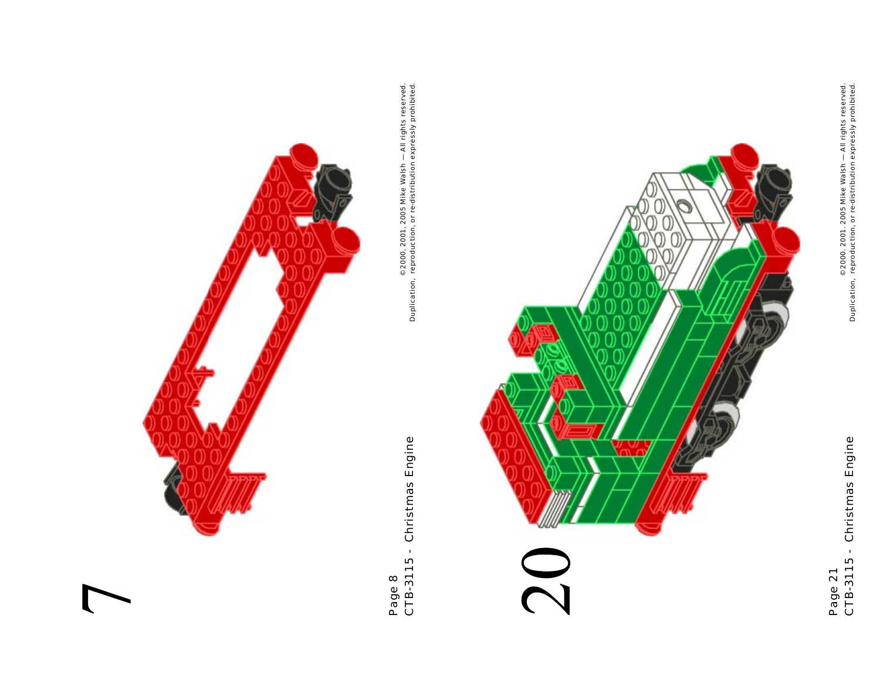7

Page 8
CTB-3115 - Christmas Engine

©2000, 2001, 2005 Mike Walsh — All rights reserved.
Duplication, reproduction, or re-distribution expressly prohibited.

20

Page 21
CTB-3115 - Christmas Engine

©2000, 2001, 2005 Mike Walsh — All rights reserved.
Duplication, reproduction, or re-distribution expressly prohibited.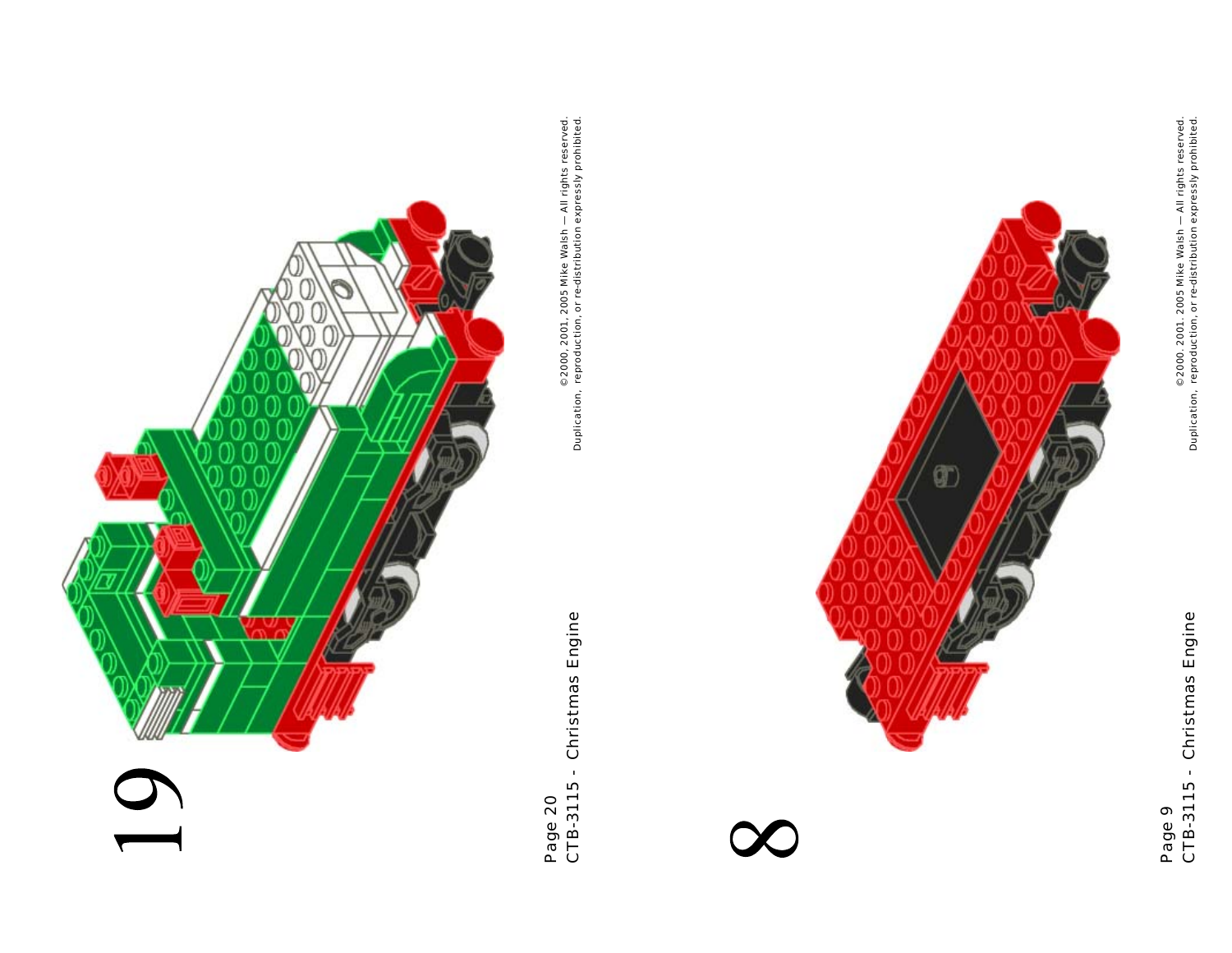19

Page 20
CTB-3115 - Christmas Engine

©2000, 2001, 2005 Mike Walsh — All rights reserved.
Duplication, reproduction, or re-distribution expressly prohibited.

8

Page 9
CTB-3115 - Christmas Engine

©2000, 2001, 2005 Mike Walsh — All rights reserved.
Duplication, reproduction, or re-distribution expressly prohibited.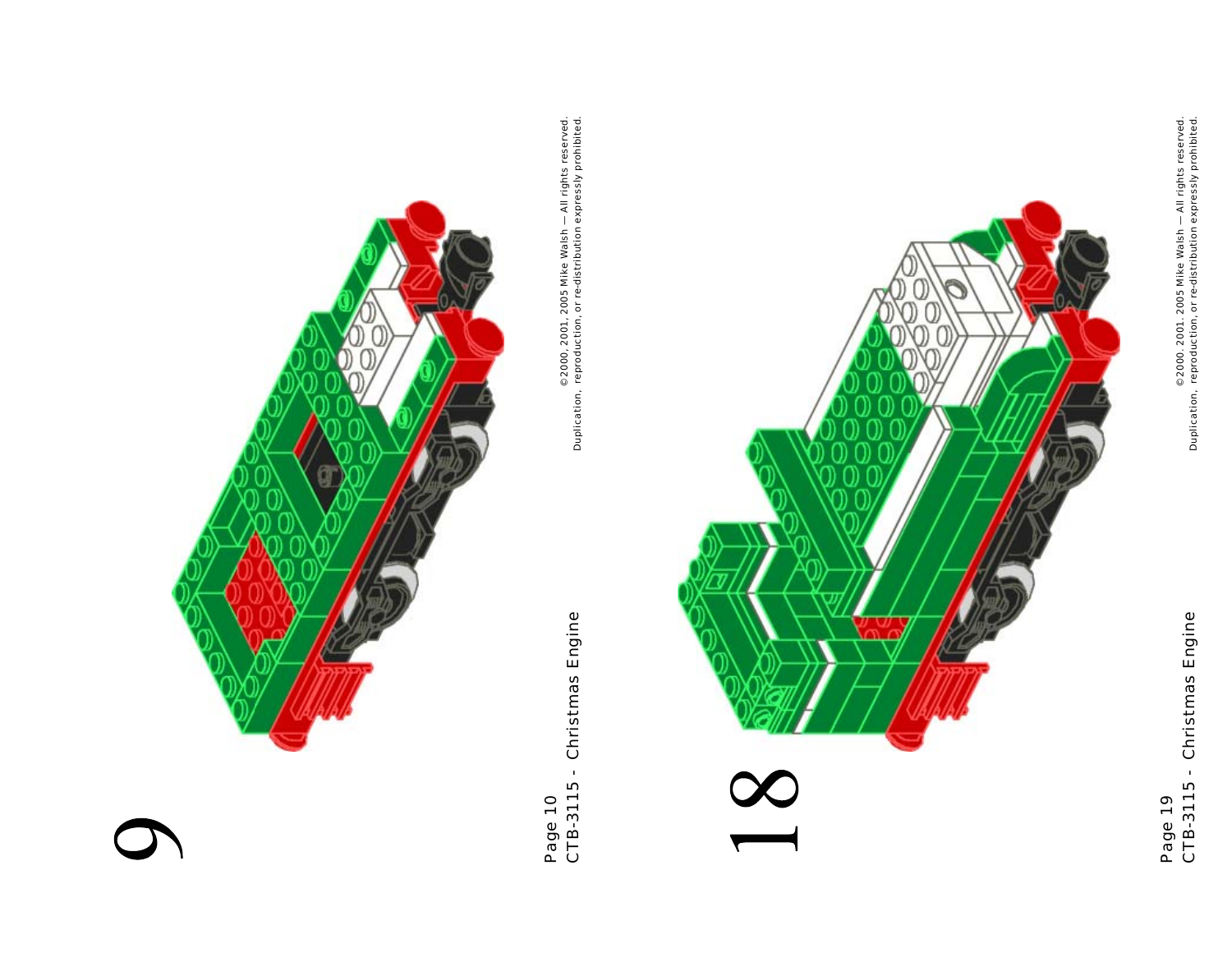9

18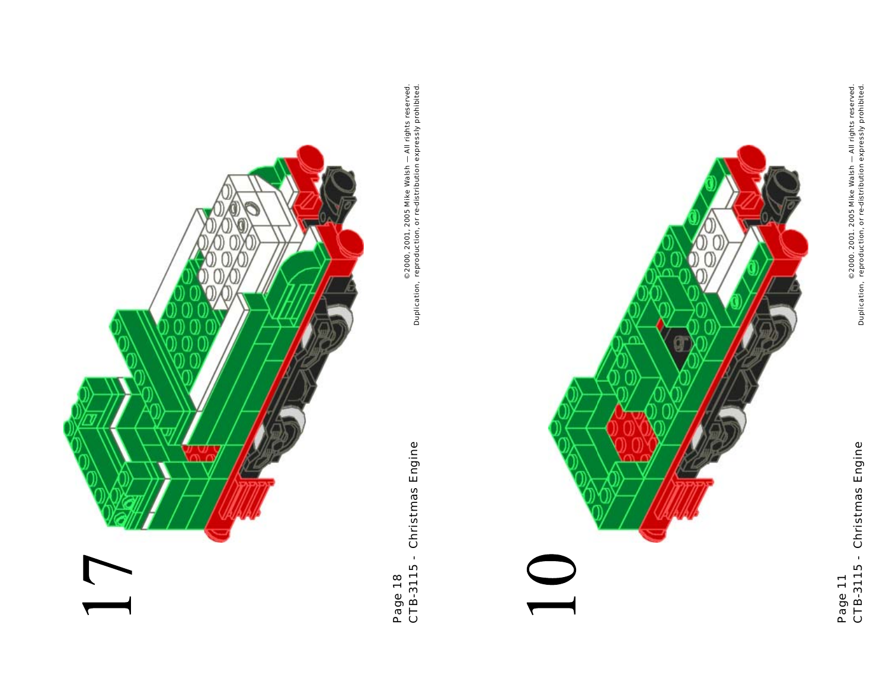17

Page 18
CTB-3115 - Christmas Engine

©2000, 2001, 2005 Mike Walsh — All rights reserved.
Duplication, reproduction, or re-distribution expressly prohibited.

10

Page 11
CTB-3115 - Christmas Engine

©2000, 2001, 2005 Mike Walsh — All rights reserved.
Duplication, reproduction, or re-distribution expressly prohibited.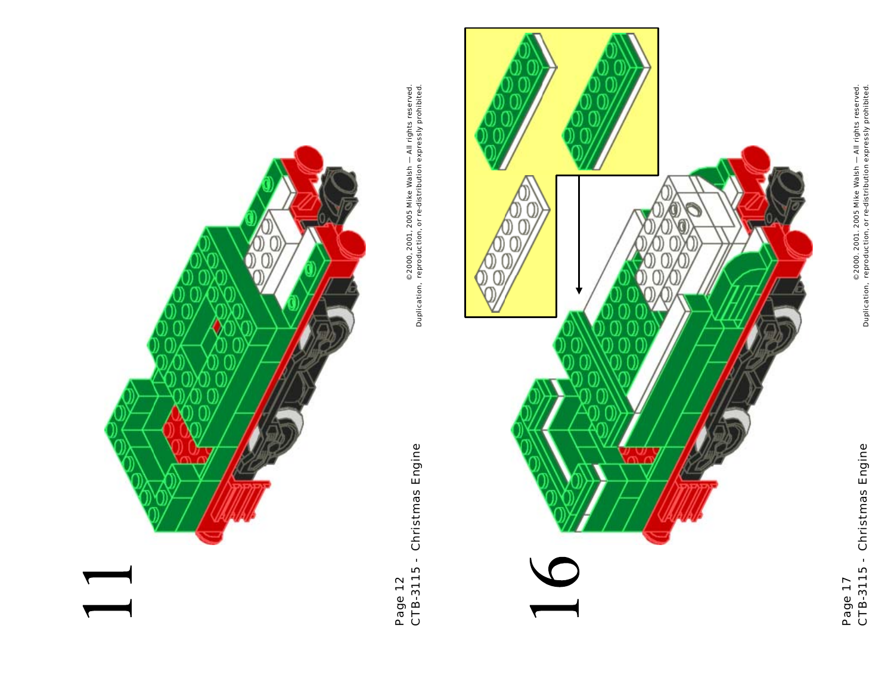11

Page 12
CTB-3115 - Christmas Engine

©2000, 2001, 2005 Mike Walsh — All rights reserved.
Duplication, reproduction, or re-distribution expressly prohibited.

16

Page 17
CTB-3115 - Christmas Engine

©2000, 2001, 2005 Mike Walsh — All rights reserved.
Duplication, reproduction, or re-distribution expressly prohibited.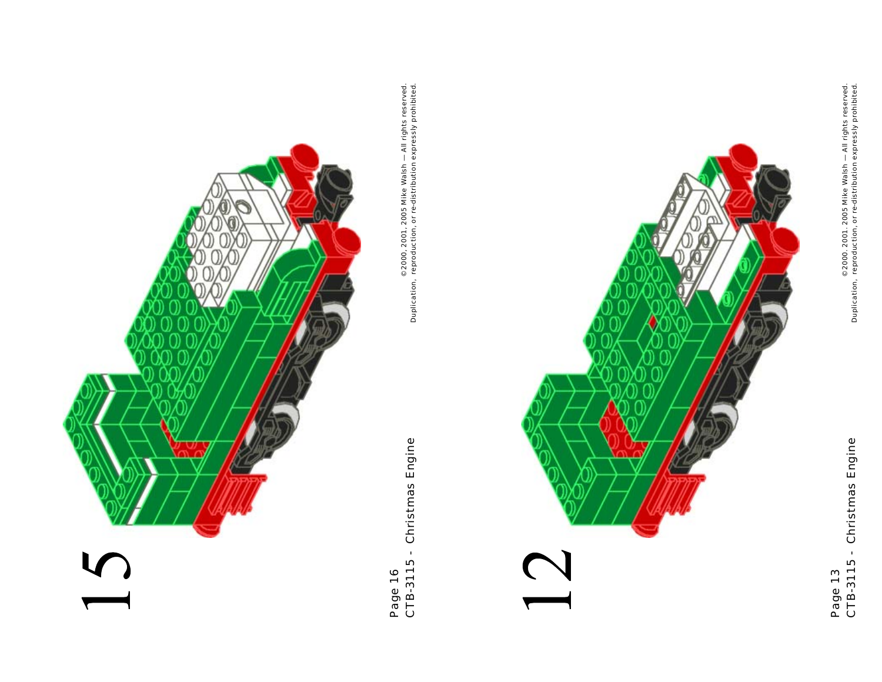15

12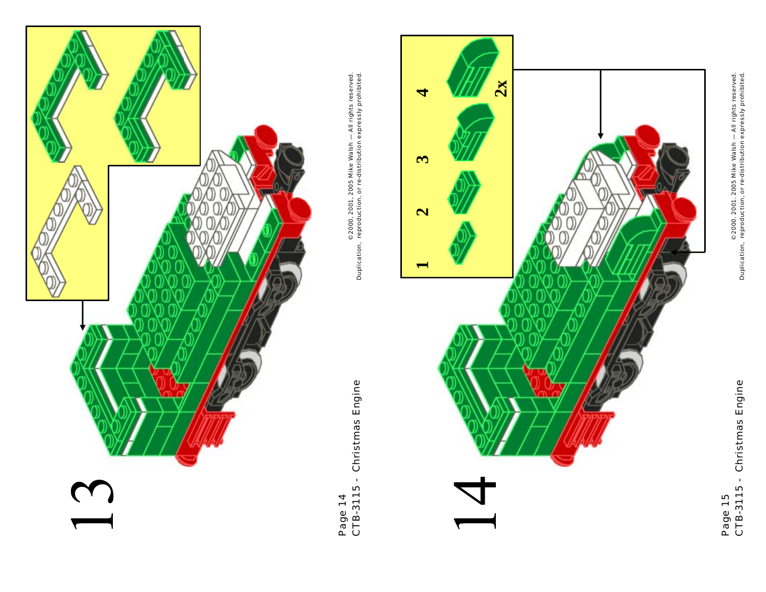13

Page 14
CTB-3115 - Christmas Engine

©2000, 2001, 2005 Mike Walsh — All rights reserved.
Duplication, reproduction, or re-distribution expressly prohibited.

14

1 2 3 4

2x

Page 15
CTB-3115 - Christmas Engine

©2000, 2001, 2005 Mike Walsh — All rights reserved.
Duplication, reproduction, or re-distribution expressly prohibited.